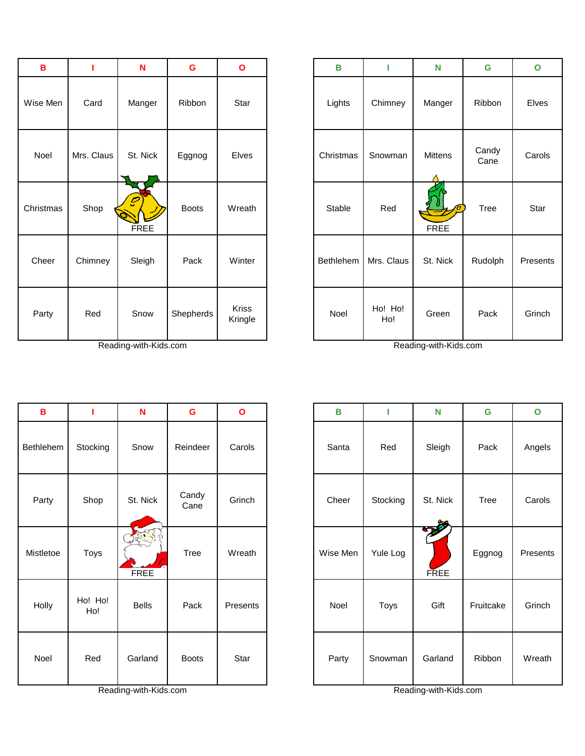| B | I | N | G | O |
|---|---|---|---|---|
| Wise Men | Card | Manger | Ribbon | Star |
| Noel | Mrs. Claus | St. Nick | Eggnog | Elves |
| Christmas | Shop | FREE | Boots | Wreath |
| Cheer | Chimney | Sleigh | Pack | Winter |
| Party | Red | Snow | Shepherds | Kriss Kringle |

Reading-with-Kids.com

| B | I | N | G | O |
|---|---|---|---|---|
| Lights | Chimney | Manger | Ribbon | Elves |
| Christmas | Snowman | Mittens | Candy Cane | Carols |
| Stable | Red | FREE | Tree | Star |
| Bethlehem | Mrs. Claus | St. Nick | Rudolph | Presents |
| Noel | Ho! Ho! Ho! | Green | Pack | Grinch |

Reading-with-Kids.com

| B | I | N | G | O |
|---|---|---|---|---|
| Bethlehem | Stocking | Snow | Reindeer | Carols |
| Party | Shop | St. Nick | Candy Cane | Grinch |
| Mistletoe | Toys | FREE | Tree | Wreath |
| Holly | Ho! Ho! Ho! | Bells | Pack | Presents |
| Noel | Red | Garland | Boots | Star |

Reading-with-Kids.com

| B | I | N | G | O |
|---|---|---|---|---|
| Santa | Red | Sleigh | Pack | Angels |
| Cheer | Stocking | St. Nick | Tree | Carols |
| Wise Men | Yule Log | FREE | Eggnog | Presents |
| Noel | Toys | Gift | Fruitcake | Grinch |
| Party | Snowman | Garland | Ribbon | Wreath |

Reading-with-Kids.com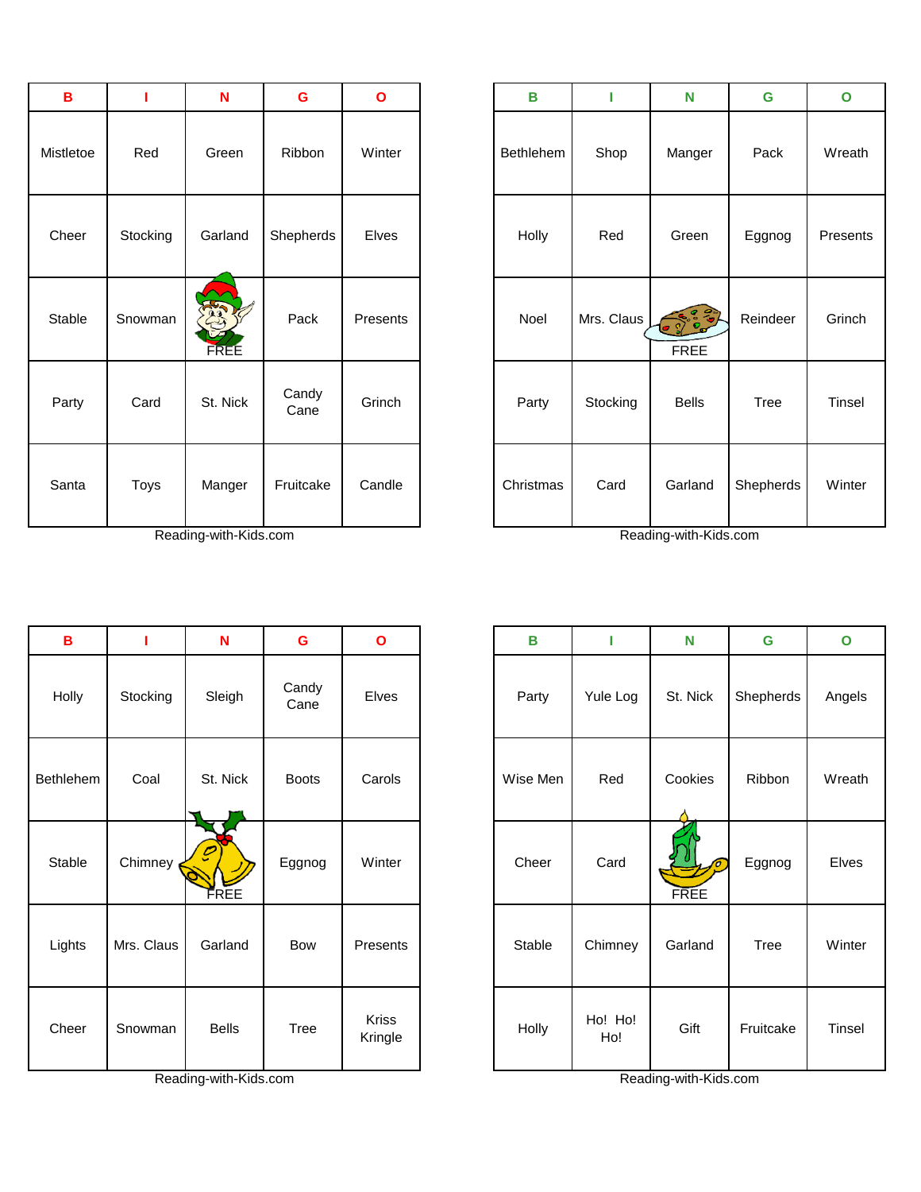| B | I | N | G | O |
|---|---|---|---|---|
| Mistletoe | Red | Green | Ribbon | Winter |
| Cheer | Stocking | Garland | Shepherds | Elves |
| Stable | Snowman | FREE | Pack | Presents |
| Party | Card | St. Nick | Candy Cane | Grinch |
| Santa | Toys | Manger | Fruitcake | Candle |

Reading-with-Kids.com

| B | I | N | G | O |
|---|---|---|---|---|
| Bethlehem | Shop | Manger | Pack | Wreath |
| Holly | Red | Green | Eggnog | Presents |
| Noel | Mrs. Claus | FREE | Reindeer | Grinch |
| Party | Stocking | Bells | Tree | Tinsel |
| Christmas | Card | Garland | Shepherds | Winter |

Reading-with-Kids.com

| B | I | N | G | O |
|---|---|---|---|---|
| Holly | Stocking | Sleigh | Candy Cane | Elves |
| Bethlehem | Coal | St. Nick | Boots | Carols |
| Stable | Chimney | FREE | Eggnog | Winter |
| Lights | Mrs. Claus | Garland | Bow | Presents |
| Cheer | Snowman | Bells | Tree | Kriss Kringle |

Reading-with-Kids.com

| B | I | N | G | O |
|---|---|---|---|---|
| Party | Yule Log | St. Nick | Shepherds | Angels |
| Wise Men | Red | Cookies | Ribbon | Wreath |
| Cheer | Card | FREE | Eggnog | Elves |
| Stable | Chimney | Garland | Tree | Winter |
| Holly | Ho! Ho! Ho! | Gift | Fruitcake | Tinsel |

Reading-with-Kids.com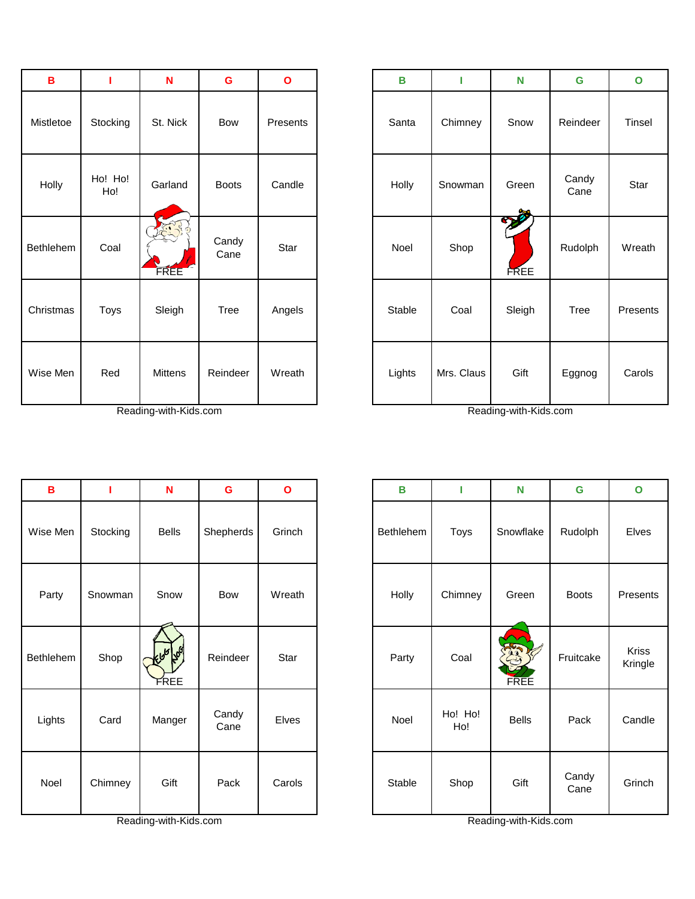| B | I | N | G | O |
|---|---|---|---|---|
| Mistletoe | Stocking | St. Nick | Bow | Presents |
| Holly | Ho! Ho! Ho! | Garland | Boots | Candle |
| Bethlehem | Coal | FREE | Candy Cane | Star |
| Christmas | Toys | Sleigh | Tree | Angels |
| Wise Men | Red | Mittens | Reindeer | Wreath |

Reading-with-Kids.com

| B | I | N | G | O |
|---|---|---|---|---|
| Santa | Chimney | Snow | Reindeer | Tinsel |
| Holly | Snowman | Green | Candy Cane | Star |
| Noel | Shop | FREE | Rudolph | Wreath |
| Stable | Coal | Sleigh | Tree | Presents |
| Lights | Mrs. Claus | Gift | Eggnog | Carols |

Reading-with-Kids.com

| B | I | N | G | O |
|---|---|---|---|---|
| Wise Men | Stocking | Bells | Shepherds | Grinch |
| Party | Snowman | Snow | Bow | Wreath |
| Bethlehem | Shop | FREE | Reindeer | Star |
| Lights | Card | Manger | Candy Cane | Elves |
| Noel | Chimney | Gift | Pack | Carols |

Reading-with-Kids.com

| B | I | N | G | O |
|---|---|---|---|---|
| Bethlehem | Toys | Snowflake | Rudolph | Elves |
| Holly | Chimney | Green | Boots | Presents |
| Party | Coal | FREE | Fruitcake | Kriss Kringle |
| Noel | Ho! Ho! Ho! | Bells | Pack | Candle |
| Stable | Shop | Gift | Candy Cane | Grinch |

Reading-with-Kids.com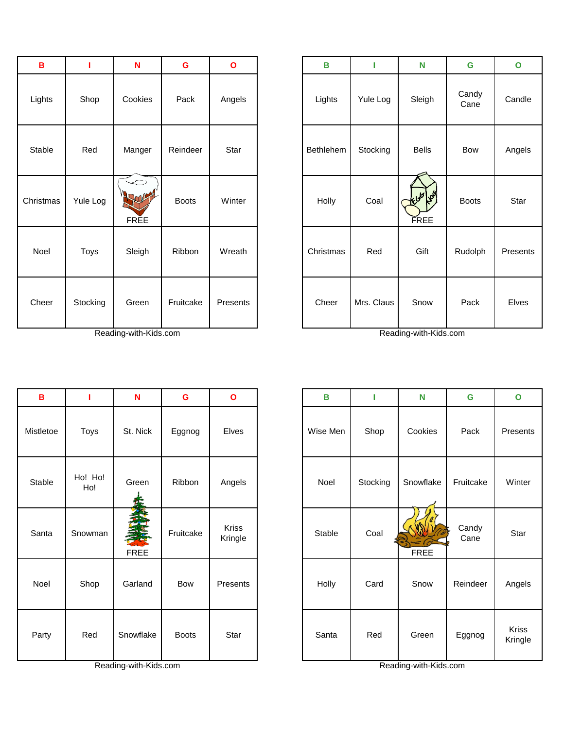| B | I | N | G | O |
|---|---|---|---|---|
| Lights | Shop | Cookies | Pack | Angels |
| Stable | Red | Manger | Reindeer | Star |
| Christmas | Yule Log | FREE | Boots | Winter |
| Noel | Toys | Sleigh | Ribbon | Wreath |
| Cheer | Stocking | Green | Fruitcake | Presents |

Reading-with-Kids.com

| B | I | N | G | O |
|---|---|---|---|---|
| Lights | Yule Log | Sleigh | Candy Cane | Candle |
| Bethlehem | Stocking | Bells | Bow | Angels |
| Holly | Coal | FREE | Boots | Star |
| Christmas | Red | Gift | Rudolph | Presents |
| Cheer | Mrs. Claus | Snow | Pack | Elves |

Reading-with-Kids.com

| B | I | N | G | O |
|---|---|---|---|---|
| Mistletoe | Toys | St. Nick | Eggnog | Elves |
| Stable | Ho! Ho! Ho! | Green | Ribbon | Angels |
| Santa | Snowman | FREE | Fruitcake | Kriss Kringle |
| Noel | Shop | Garland | Bow | Presents |
| Party | Red | Snowflake | Boots | Star |

Reading-with-Kids.com

| B | I | N | G | O |
|---|---|---|---|---|
| Wise Men | Shop | Cookies | Pack | Presents |
| Noel | Stocking | Snowflake | Fruitcake | Winter |
| Stable | Coal | FREE | Candy Cane | Star |
| Holly | Card | Snow | Reindeer | Angels |
| Santa | Red | Green | Eggnog | Kriss Kringle |

Reading-with-Kids.com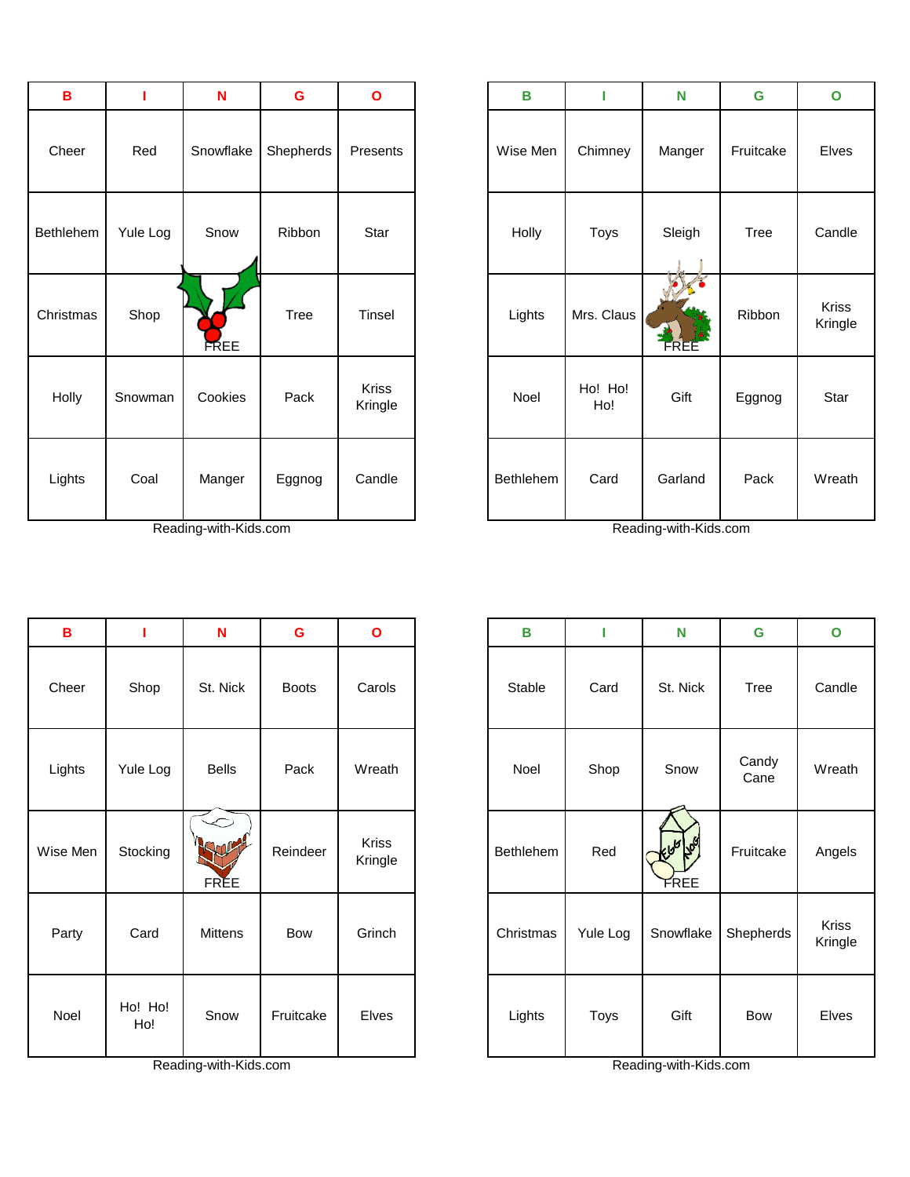| B | I | N | G | O |
|---|---|---|---|---|
| Cheer | Red | Snowflake | Shepherds | Presents |
| Bethlehem | Yule Log | Snow | Ribbon | Star |
| Christmas | Shop | FREE | Tree | Tinsel |
| Holly | Snowman | Cookies | Pack | Kriss Kringle |
| Lights | Coal | Manger | Eggnog | Candle |

Reading-with-Kids.com

| B | I | N | G | O |
|---|---|---|---|---|
| Wise Men | Chimney | Manger | Fruitcake | Elves |
| Holly | Toys | Sleigh | Tree | Candle |
| Lights | Mrs. Claus | FREE | Ribbon | Kriss Kringle |
| Noel | Ho! Ho! Ho! | Gift | Eggnog | Star |
| Bethlehem | Card | Garland | Pack | Wreath |

Reading-with-Kids.com

| B | I | N | G | O |
|---|---|---|---|---|
| Cheer | Shop | St. Nick | Boots | Carols |
| Lights | Yule Log | Bells | Pack | Wreath |
| Wise Men | Stocking | FREE | Reindeer | Kriss Kringle |
| Party | Card | Mittens | Bow | Grinch |
| Noel | Ho! Ho! Ho! | Snow | Fruitcake | Elves |

Reading-with-Kids.com

| B | I | N | G | O |
|---|---|---|---|---|
| Stable | Card | St. Nick | Tree | Candle |
| Noel | Shop | Snow | Candy Cane | Wreath |
| Bethlehem | Red | FREE | Fruitcake | Angels |
| Christmas | Yule Log | Snowflake | Shepherds | Kriss Kringle |
| Lights | Toys | Gift | Bow | Elves |

Reading-with-Kids.com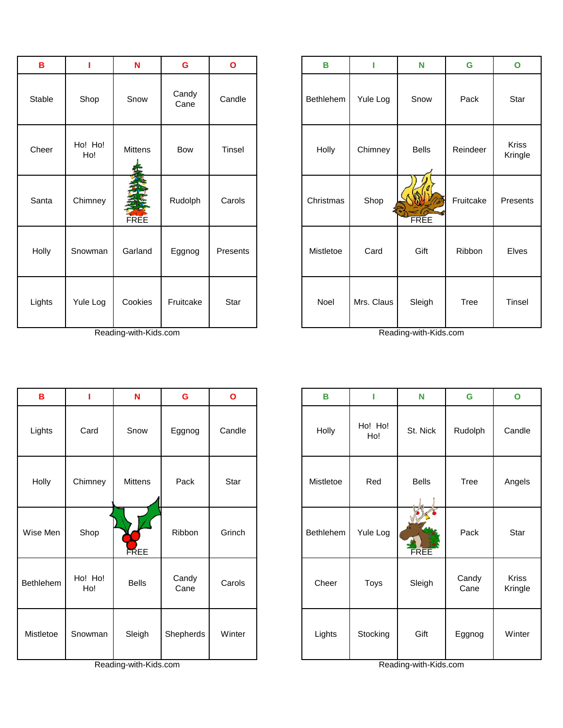| B | I | N | G | O |
|---|---|---|---|---|
| Stable | Shop | Snow | Candy Cane | Candle |
| Cheer | Ho! Ho! Ho! | Mittens | Bow | Tinsel |
| Santa | Chimney | FREE | Rudolph | Carols |
| Holly | Snowman | Garland | Eggnog | Presents |
| Lights | Yule Log | Cookies | Fruitcake | Star |

Reading-with-Kids.com

| B | I | N | G | O |
|---|---|---|---|---|
| Bethlehem | Yule Log | Snow | Pack | Star |
| Holly | Chimney | Bells | Reindeer | Kriss Kringle |
| Christmas | Shop | FREE | Fruitcake | Presents |
| Mistletoe | Card | Gift | Ribbon | Elves |
| Noel | Mrs. Claus | Sleigh | Tree | Tinsel |

Reading-with-Kids.com

| B | I | N | G | O |
|---|---|---|---|---|
| Lights | Card | Snow | Eggnog | Candle |
| Holly | Chimney | Mittens | Pack | Star |
| Wise Men | Shop | FREE | Ribbon | Grinch |
| Bethlehem | Ho! Ho! Ho! | Bells | Candy Cane | Carols |
| Mistletoe | Snowman | Sleigh | Shepherds | Winter |

Reading-with-Kids.com

| B | I | N | G | O |
|---|---|---|---|---|
| Holly | Ho! Ho! Ho! | St. Nick | Rudolph | Candle |
| Mistletoe | Red | Bells | Tree | Angels |
| Bethlehem | Yule Log | FREE | Pack | Star |
| Cheer | Toys | Sleigh | Candy Cane | Kriss Kringle |
| Lights | Stocking | Gift | Eggnog | Winter |

Reading-with-Kids.com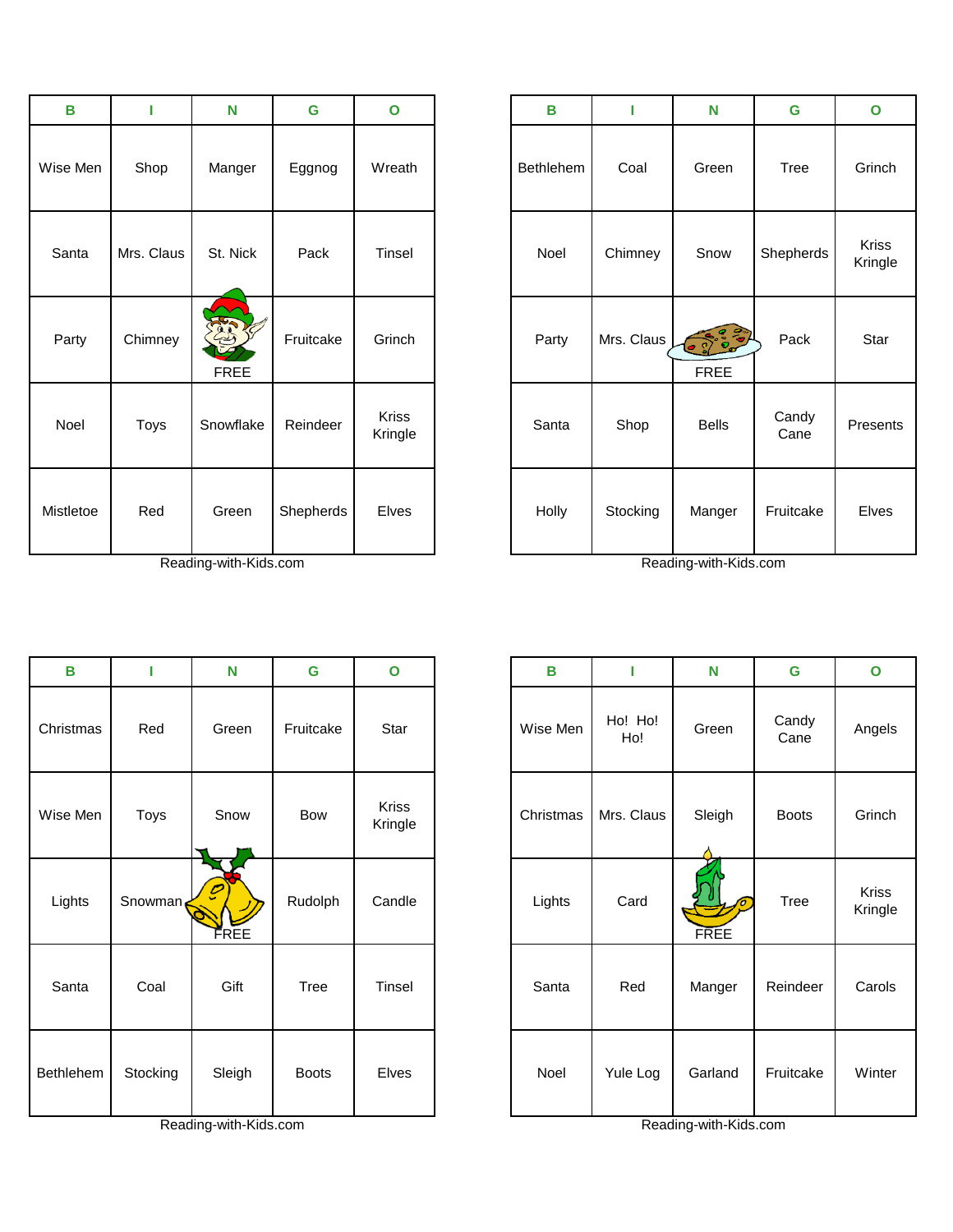| B | I | N | G | O |
|---|---|---|---|---|
| Wise Men | Shop | Manger | Eggnog | Wreath |
| Santa | Mrs. Claus | St. Nick | Pack | Tinsel |
| Party | Chimney | FREE | Fruitcake | Grinch |
| Noel | Toys | Snowflake | Reindeer | Kriss Kringle |
| Mistletoe | Red | Green | Shepherds | Elves |

Reading-with-Kids.com

| B | I | N | G | O |
|---|---|---|---|---|
| Bethlehem | Coal | Green | Tree | Grinch |
| Noel | Chimney | Snow | Shepherds | Kriss Kringle |
| Party | Mrs. Claus | FREE | Pack | Star |
| Santa | Shop | Bells | Candy Cane | Presents |
| Holly | Stocking | Manger | Fruitcake | Elves |

Reading-with-Kids.com

| B | I | N | G | O |
|---|---|---|---|---|
| Christmas | Red | Green | Fruitcake | Star |
| Wise Men | Toys | Snow | Bow | Kriss Kringle |
| Lights | Snowman | FREE | Rudolph | Candle |
| Santa | Coal | Gift | Tree | Tinsel |
| Bethlehem | Stocking | Sleigh | Boots | Elves |

Reading-with-Kids.com

| B | I | N | G | O |
|---|---|---|---|---|
| Wise Men | Ho! Ho! Ho! | Green | Candy Cane | Angels |
| Christmas | Mrs. Claus | Sleigh | Boots | Grinch |
| Lights | Card | FREE | Tree | Kriss Kringle |
| Santa | Red | Manger | Reindeer | Carols |
| Noel | Yule Log | Garland | Fruitcake | Winter |

Reading-with-Kids.com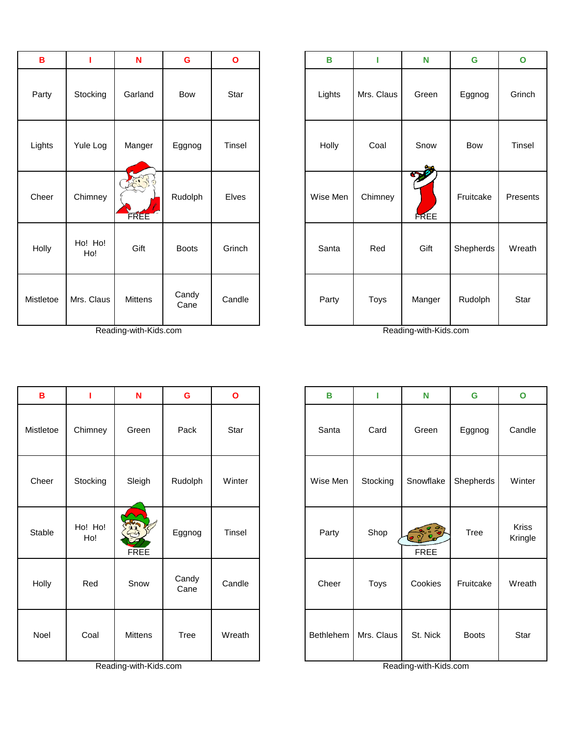| B | I | N | G | O |
|---|---|---|---|---|
| Party | Stocking | Garland | Bow | Star |
| Lights | Yule Log | Manger | Eggnog | Tinsel |
| Cheer | Chimney | FREE | Rudolph | Elves |
| Holly | Ho! Ho! Ho! | Gift | Boots | Grinch |
| Mistletoe | Mrs. Claus | Mittens | Candy Cane | Candle |

Reading-with-Kids.com

| B | I | N | G | O |
|---|---|---|---|---|
| Lights | Mrs. Claus | Green | Eggnog | Grinch |
| Holly | Coal | Snow | Bow | Tinsel |
| Wise Men | Chimney | FREE | Fruitcake | Presents |
| Santa | Red | Gift | Shepherds | Wreath |
| Party | Toys | Manger | Rudolph | Star |

Reading-with-Kids.com

| B | I | N | G | O |
|---|---|---|---|---|
| Mistletoe | Chimney | Green | Pack | Star |
| Cheer | Stocking | Sleigh | Rudolph | Winter |
| Stable | Ho! Ho! Ho! | FREE | Eggnog | Tinsel |
| Holly | Red | Snow | Candy Cane | Candle |
| Noel | Coal | Mittens | Tree | Wreath |

Reading-with-Kids.com

| B | I | N | G | O |
|---|---|---|---|---|
| Santa | Card | Green | Eggnog | Candle |
| Wise Men | Stocking | Snowflake | Shepherds | Winter |
| Party | Shop | FREE | Tree | Kriss Kringle |
| Cheer | Toys | Cookies | Fruitcake | Wreath |
| Bethlehem | Mrs. Claus | St. Nick | Boots | Star |

Reading-with-Kids.com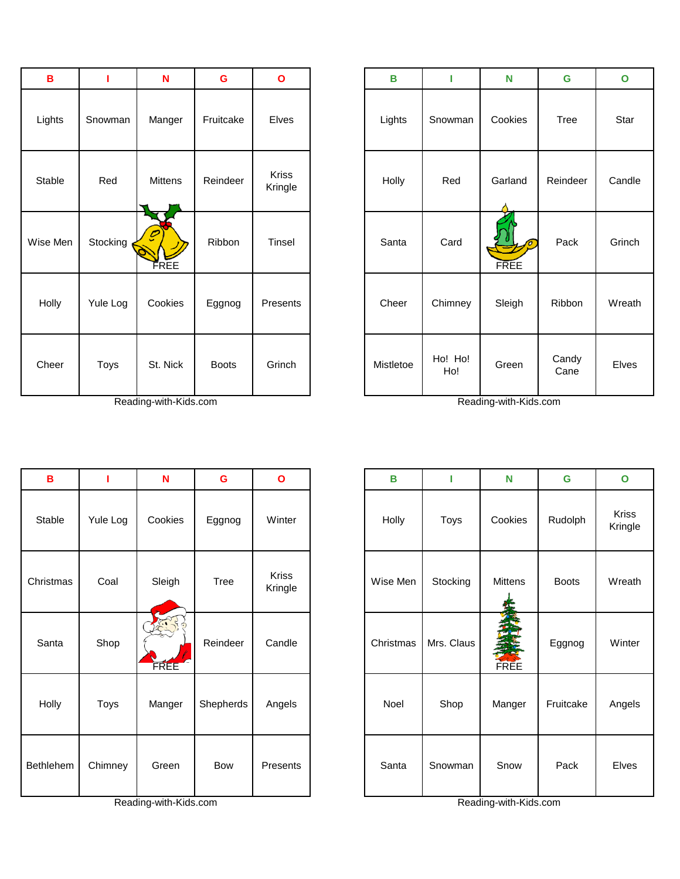| B | I | N | G | O |
|---|---|---|---|---|
| Lights | Snowman | Manger | Fruitcake | Elves |
| Stable | Red | Mittens | Reindeer | Kriss Kringle |
| Wise Men | Stocking | FREE | Ribbon | Tinsel |
| Holly | Yule Log | Cookies | Eggnog | Presents |
| Cheer | Toys | St. Nick | Boots | Grinch |

Reading-with-Kids.com

| B | I | N | G | O |
|---|---|---|---|---|
| Lights | Snowman | Cookies | Tree | Star |
| Holly | Red | Garland | Reindeer | Candle |
| Santa | Card | FREE | Pack | Grinch |
| Cheer | Chimney | Sleigh | Ribbon | Wreath |
| Mistletoe | Ho! Ho! Ho! | Green | Candy Cane | Elves |

Reading-with-Kids.com

| B | I | N | G | O |
|---|---|---|---|---|
| Stable | Yule Log | Cookies | Eggnog | Winter |
| Christmas | Coal | Sleigh | Tree | Kriss Kringle |
| Santa | Shop | FREE | Reindeer | Candle |
| Holly | Toys | Manger | Shepherds | Angels |
| Bethlehem | Chimney | Green | Bow | Presents |

Reading-with-Kids.com

| B | I | N | G | O |
|---|---|---|---|---|
| Holly | Toys | Cookies | Rudolph | Kriss Kringle |
| Wise Men | Stocking | Mittens | Boots | Wreath |
| Christmas | Mrs. Claus | FREE | Eggnog | Winter |
| Noel | Shop | Manger | Fruitcake | Angels |
| Santa | Snowman | Snow | Pack | Elves |

Reading-with-Kids.com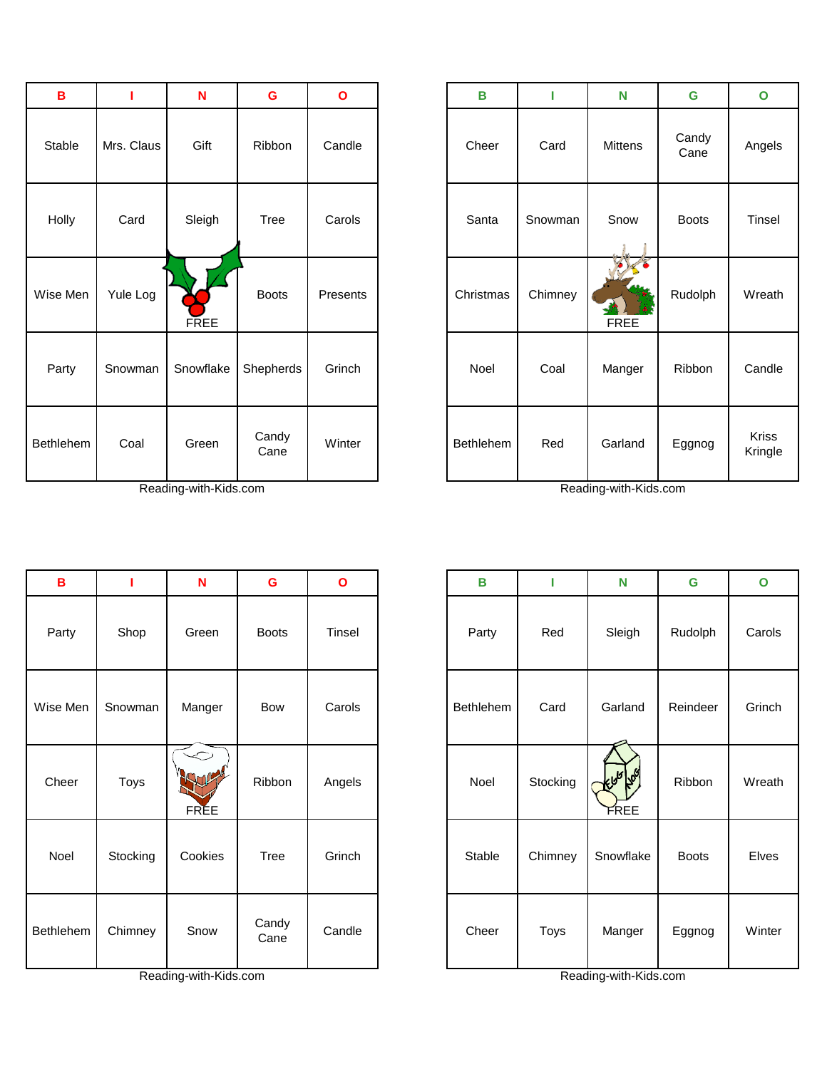| B | I | N | G | O |
|---|---|---|---|---|
| Stable | Mrs. Claus | Gift | Ribbon | Candle |
| Holly | Card | Sleigh | Tree | Carols |
| Wise Men | Yule Log | FREE | Boots | Presents |
| Party | Snowman | Snowflake | Shepherds | Grinch |
| Bethlehem | Coal | Green | Candy Cane | Winter |

Reading-with-Kids.com

| B | I | N | G | O |
|---|---|---|---|---|
| Cheer | Card | Mittens | Candy Cane | Angels |
| Santa | Snowman | Snow | Boots | Tinsel |
| Christmas | Chimney | FREE | Rudolph | Wreath |
| Noel | Coal | Manger | Ribbon | Candle |
| Bethlehem | Red | Garland | Eggnog | Kriss Kringle |

Reading-with-Kids.com

| B | I | N | G | O |
|---|---|---|---|---|
| Party | Shop | Green | Boots | Tinsel |
| Wise Men | Snowman | Manger | Bow | Carols |
| Cheer | Toys | FREE | Ribbon | Angels |
| Noel | Stocking | Cookies | Tree | Grinch |
| Bethlehem | Chimney | Snow | Candy Cane | Candle |

Reading-with-Kids.com

| B | I | N | G | O |
|---|---|---|---|---|
| Party | Red | Sleigh | Rudolph | Carols |
| Bethlehem | Card | Garland | Reindeer | Grinch |
| Noel | Stocking | FREE | Ribbon | Wreath |
| Stable | Chimney | Snowflake | Boots | Elves |
| Cheer | Toys | Manger | Eggnog | Winter |

Reading-with-Kids.com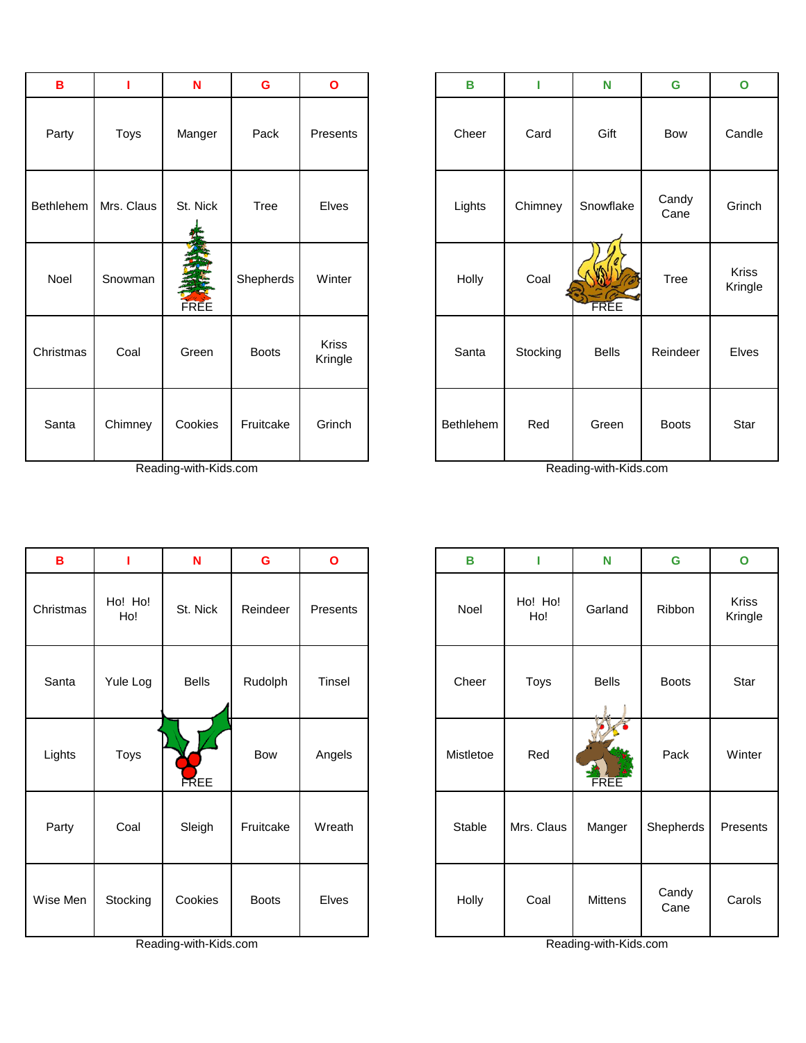| B | I | N | G | O |
|---|---|---|---|---|
| Party | Toys | Manger | Pack | Presents |
| Bethlehem | Mrs. Claus | St. Nick | Tree | Elves |
| Noel | Snowman | FREE | Shepherds | Winter |
| Christmas | Coal | Green | Boots | Kriss Kringle |
| Santa | Chimney | Cookies | Fruitcake | Grinch |

Reading-with-Kids.com

| B | I | N | G | O |
|---|---|---|---|---|
| Cheer | Card | Gift | Bow | Candle |
| Lights | Chimney | Snowflake | Candy Cane | Grinch |
| Holly | Coal | FREE | Tree | Kriss Kringle |
| Santa | Stocking | Bells | Reindeer | Elves |
| Bethlehem | Red | Green | Boots | Star |

Reading-with-Kids.com

| B | I | N | G | O |
|---|---|---|---|---|
| Christmas | Ho! Ho! Ho! | St. Nick | Reindeer | Presents |
| Santa | Yule Log | Bells | Rudolph | Tinsel |
| Lights | Toys | FREE | Bow | Angels |
| Party | Coal | Sleigh | Fruitcake | Wreath |
| Wise Men | Stocking | Cookies | Boots | Elves |

Reading-with-Kids.com

| B | I | N | G | O |
|---|---|---|---|---|
| Noel | Ho! Ho! Ho! | Garland | Ribbon | Kriss Kringle |
| Cheer | Toys | Bells | Boots | Star |
| Mistletoe | Red | FREE | Pack | Winter |
| Stable | Mrs. Claus | Manger | Shepherds | Presents |
| Holly | Coal | Mittens | Candy Cane | Carols |

Reading-with-Kids.com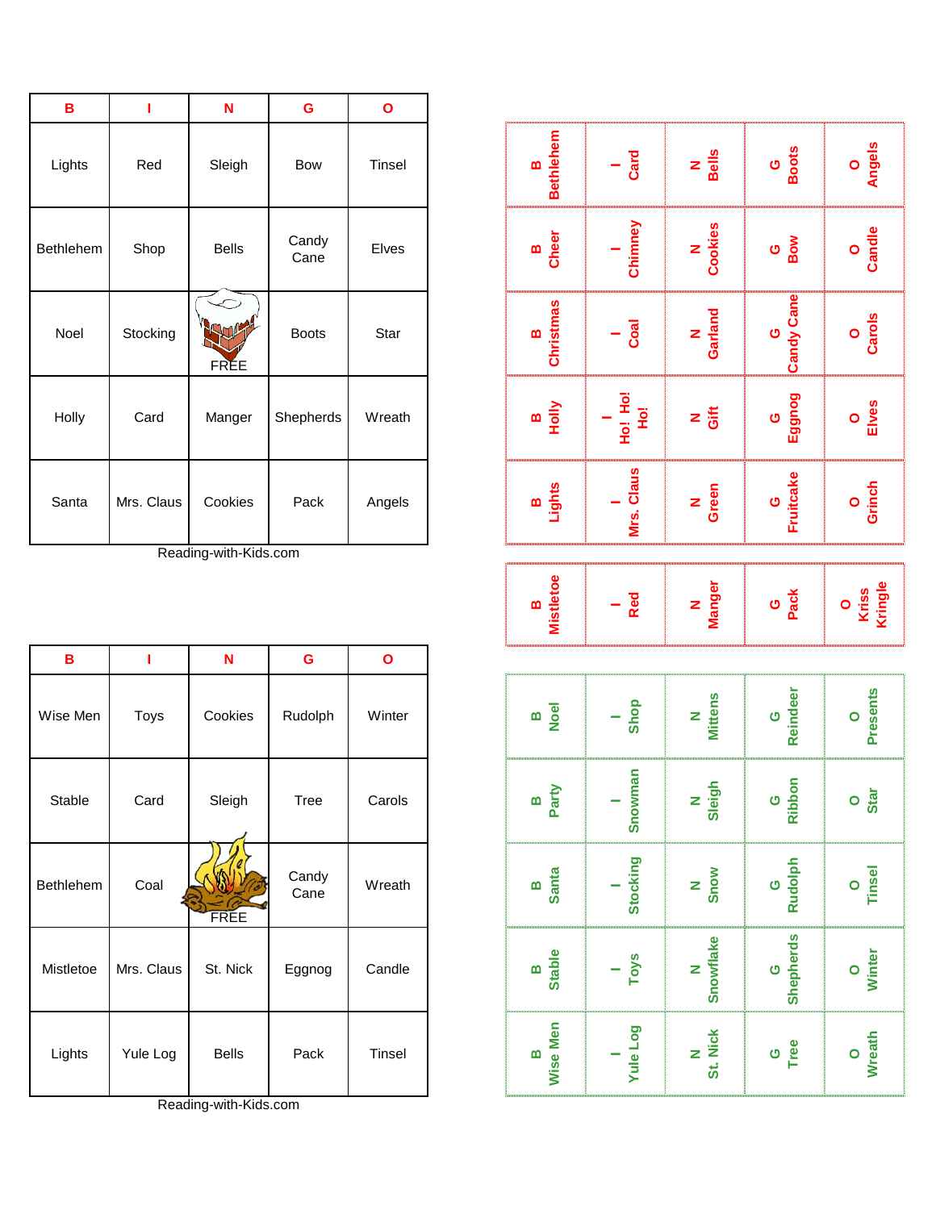| B | I | N | G | O |
|---|---|---|---|---|
| Lights | Red | Sleigh | Bow | Tinsel |
| Bethlehem | Shop | Bells | Candy Cane | Elves |
| Noel | Stocking | FREE | Boots | Star |
| Holly | Card | Manger | Shepherds | Wreath |
| Santa | Mrs. Claus | Cookies | Pack | Angels |

Reading-with-Kids.com

| B | I | N | G | O |
|---|---|---|---|---|
| Wise Men | Toys | Cookies | Rudolph | Winter |
| Stable | Card | Sleigh | Tree | Carols |
| Bethlehem | Coal | FREE | Candy Cane | Wreath |
| Mistletoe | Mrs. Claus | St. Nick | Eggnog | Candle |
| Lights | Yule Log | Bells | Pack | Tinsel |

Reading-with-Kids.com

| | | | | |
|---|---|---|---|---|
| B Bethlehem | I Card | N Bells | G Boots | O Angels |
| B Cheer | I Chimney | N Cookies | G Bow | O Candle |
| B Christmas | I Coal | N Garland | G Candy Cane | O Carols |
| B Holly | I Ho! Ho! Ho! | N Gift | G Eggnog | O Elves |
| B Lights | I Mrs. Claus | N Green | G Fruitcake | O Grinch |

| | | | | |
|---|---|---|---|---|
| B Mistletoe | I Red | N Manger | G Pack | O Kriss Kringle |

| | | | | |
|---|---|---|---|---|
| B Noel | I Shop | N Mittens | G Reindeer | O Presents |
| B Party | I Snowman | N Sleigh | G Ribbon | O Star |
| B Santa | I Stocking | N Snow | G Rudolph | O Tinsel |
| B Stable | I Toys | N Snowflake | G Shepherds | O Winter |
| B Wise Men | I Yule Log | N St. Nick | G Tree | O Wreath |